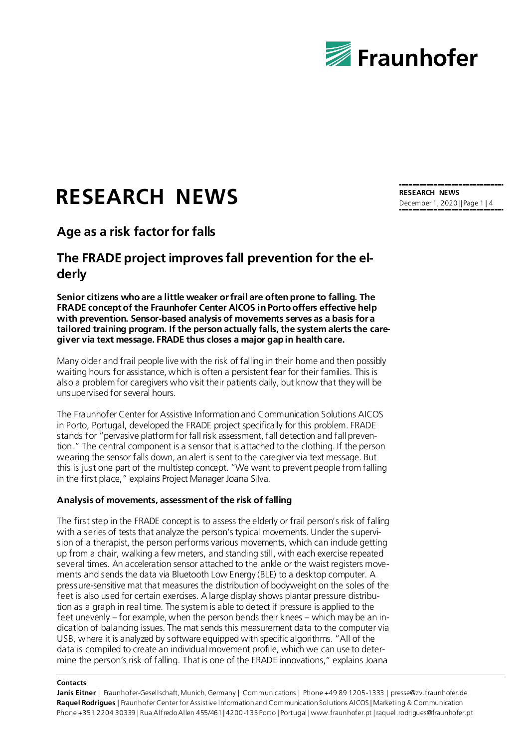# RESEARCH NEWS

## Age as a risk factor for falls

## The FRADE project improves fall prevention for the elderly

**Senior citizens who are a little weaker or frail are often prone to falling. The FRADE concept of the Fraunhofer Center AICOS in Porto offers effective help with prevention. Sensor-based analysis of movements serves as a basis for a tailored training program. If the person actually falls, the system alerts the caregiver via text message. FRADE thus closes a major gap in health care.**

Many older and frail people live with the risk of falling in their home and then possibly waiting hours for assistance, which is often a persistent fear for their families. This is also a problem for caregivers who visit their patients daily, but know that they will be unsupervised for several hours.

The Fraunhofer Center for Assistive Information and Communication Solutions AICOS in Porto, Portugal, developed the FRADE project specifically for this problem. FRADE stands for "pervasive platform for fall risk assessment, fall detection and fall prevention." The central component is a sensor that is attached to the clothing. If the person wearing the sensor falls down, an alert is sent to the caregiver via text message. But this is just one part of the multistep concept. "We want to prevent people from falling in the first place," explains Project Manager Joana Silva.

### Analysis of movements, assessment of the risk of falling

The first step in the FRADE concept is to assess the elderly or frail person's risk of falling with a series of tests that analyze the person's typical movements. Under the supervision of a therapist, the person performs various movements, which can include getting up from a chair, walking a few meters, and standing still, with each exercise repeated several times. An acceleration sensor attached to the ankle or the waist registers movements and sends the data via Bluetooth Low Energy (BLE) to a desktop computer. A pressure-sensitive mat that measures the distribution of bodyweight on the soles of the feet is also used for certain exercises. A large display shows plantar pressure distribution as a graph in real time. The system is able to detect if pressure is applied to the feet unevenly – for example, when the person bends their knees – which may be an indication of balancing issues. The mat sends this measurement data to the computer via USB, where it is analyzed by software equipped with specific algorithms. "All of the data is compiled to create an individual movement profile, which we can use to determine the person's risk of falling. That is one of the FRADE innovations," explains Joana

**Contacts**

**Janis Eitner** | Fraunhofer-Gesellschaft, Munich, Germany | Communications | Phone +49 89 1205-1333 | presse@zv.fraunhofer.de
**Raquel Rodrigues** | Fraunhofer Center for Assistive Information and Communication Solutions AICOS | Marketing & Communication
Phone +351 2204 30339 | Rua Alfredo Allen 455/461 | 4200-135 Porto | Portugal | www.fraunhofer.pt | raquel.rodrigues@fraunhofer.pt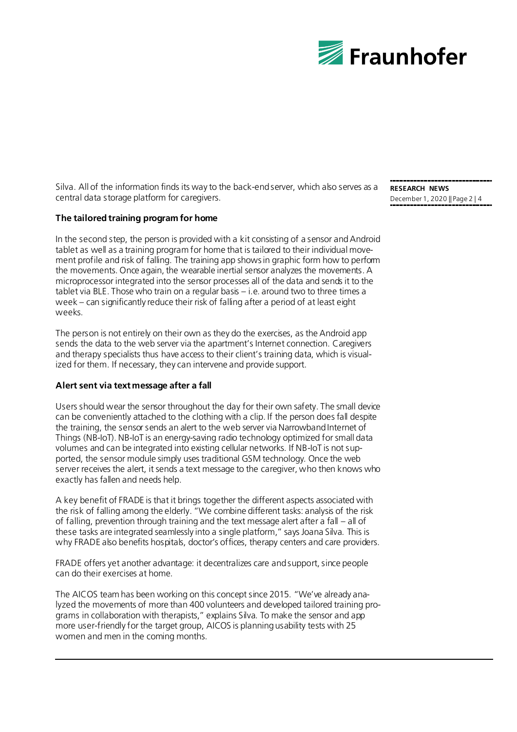Silva. All of the information finds its way to the back-end server, which also serves as a central data storage platform for caregivers.

**The tailored training program for home**

In the second step, the person is provided with a kit consisting of a sensor and Android tablet as well as a training program for home that is tailored to their individual movement profile and risk of falling. The training app shows in graphic form how to perform the movements. Once again, the wearable inertial sensor analyzes the movements. A microprocessor integrated into the sensor processes all of the data and sends it to the tablet via BLE. Those who train on a regular basis – i.e. around two to three times a week – can significantly reduce their risk of falling after a period of at least eight weeks.

The person is not entirely on their own as they do the exercises, as the Android app sends the data to the web server via the apartment's Internet connection. Caregivers and therapy specialists thus have access to their client's training data, which is visualized for them. If necessary, they can intervene and provide support.

**Alert sent via text message after a fall**

Users should wear the sensor throughout the day for their own safety. The small device can be conveniently attached to the clothing with a clip. If the person does fall despite the training, the sensor sends an alert to the web server via Narrowband Internet of Things (NB-IoT). NB-IoT is an energy-saving radio technology optimized for small data volumes and can be integrated into existing cellular networks. If NB-IoT is not supported, the sensor module simply uses traditional GSM technology. Once the web server receives the alert, it sends a text message to the caregiver, who then knows who exactly has fallen and needs help.

A key benefit of FRADE is that it brings together the different aspects associated with the risk of falling among the elderly. "We combine different tasks: analysis of the risk of falling, prevention through training and the text message alert after a fall – all of these tasks are integrated seamlessly into a single platform," says Joana Silva. This is why FRADE also benefits hospitals, doctor's offices, therapy centers and care providers.

FRADE offers yet another advantage: it decentralizes care and support, since people can do their exercises at home.

The AICOS team has been working on this concept since 2015. "We've already analyzed the movements of more than 400 volunteers and developed tailored training programs in collaboration with therapists," explains Silva. To make the sensor and app more user-friendly for the target group, AICOS is planning usability tests with 25 women and men in the coming months.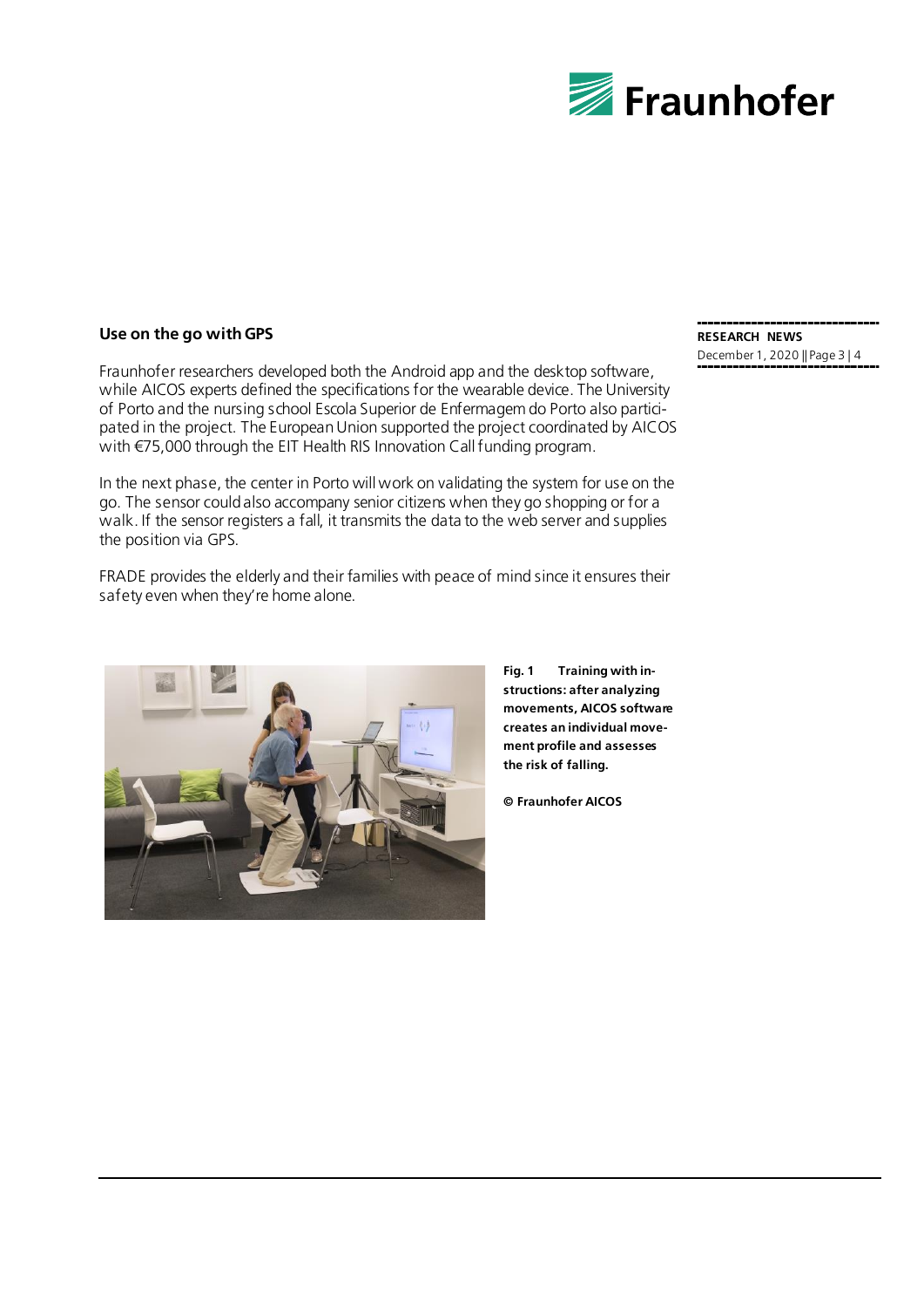## Use on the go with GPS

Fraunhofer researchers developed both the Android app and the desktop software, while AICOS experts defined the specifications for the wearable device. The University of Porto and the nursing school Escola Superior de Enfermagem do Porto also participated in the project. The European Union supported the project coordinated by AICOS with €75,000 through the EIT Health RIS Innovation Call funding program.

In the next phase, the center in Porto will work on validating the system for use on the go. The sensor could also accompany senior citizens when they go shopping or for a walk. If the sensor registers a fall, it transmits the data to the web server and supplies the position via GPS.

FRADE provides the elderly and their families with peace of mind since it ensures their safety even when they're home alone.

**Fig. 1 Training with instructions: after analyzing movements, AICOS software creates an individual movement profile and assesses the risk of falling.**

**© Fraunhofer AICOS**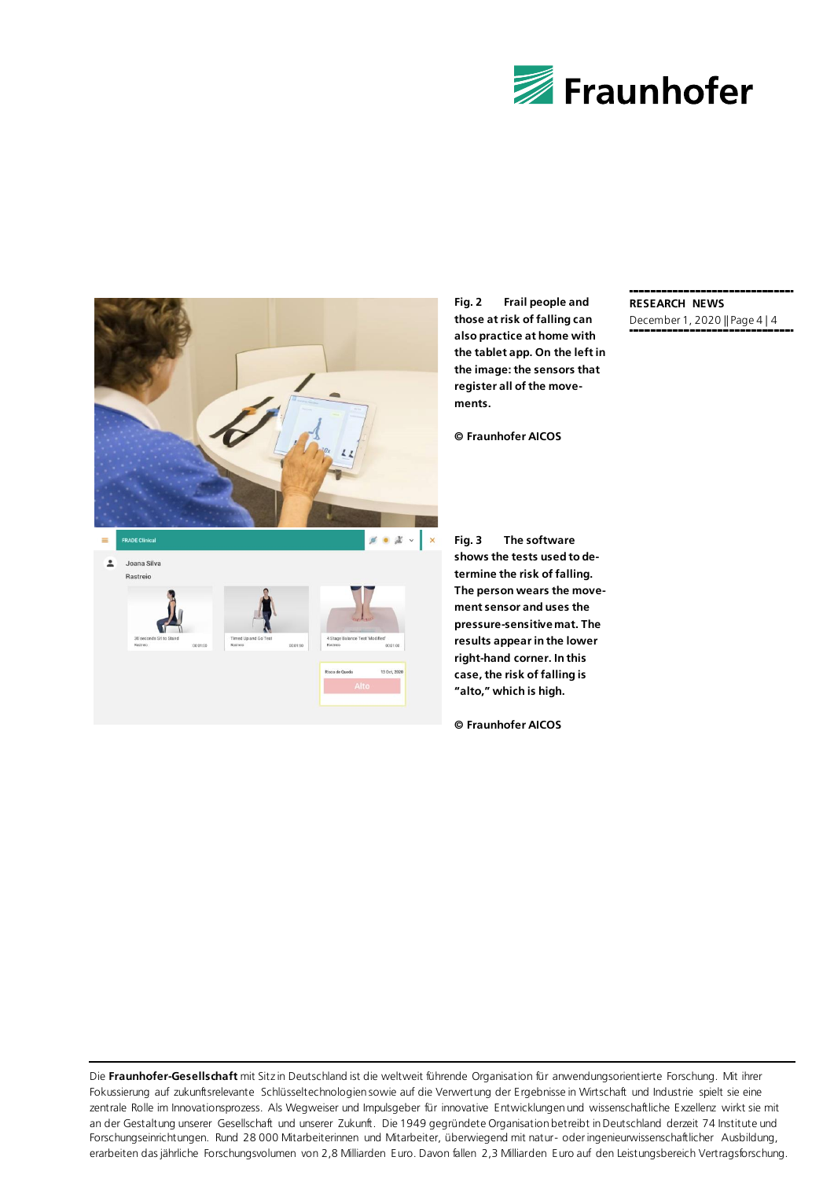Fig. 2 **Frail people and those at risk of falling can also practice at home with the tablet app. On the left in the image: the sensors that register all of the movements.**

**© Fraunhofer AICOS**

Fig. 3 **The software shows the tests used to determine the risk of falling. The person wears the movement sensor and uses the pressure-sensitive mat. The results appear in the lower right-hand corner. In this case, the risk of falling is "alto," which is high.**

**© Fraunhofer AICOS**

Die **Fraunhofer-Gesellschaft** mit Sitz in Deutschland ist die weltweit führende Organisation für anwendungsorientierte Forschung. Mit ihrer Fokussierung auf zukunftsrelevante Schlüsseltechnologien sowie auf die Verwertung der Ergebnisse in Wirtschaft und Industrie spielt sie eine zentrale Rolle im Innovationsprozess. Als Wegweiser und Impulsgeber für innovative Entwicklungen und wissenschaftliche Exzellenz wirkt sie mit an der Gestaltung unserer Gesellschaft und unserer Zukunft. Die 1949 gegründete Organisation betreibt in Deutschland derzeit 74 Institute und Forschungseinrichtungen. Rund 28 000 Mitarbeiterinnen und Mitarbeiter, überwiegend mit natur- oder ingenieurwissenschaftlicher Ausbildung, erarbeiten das jährliche Forschungsvolumen von 2,8 Milliarden Euro. Davon fallen 2,3 Milliarden Euro auf den Leistungsbereich Vertragsforschung.